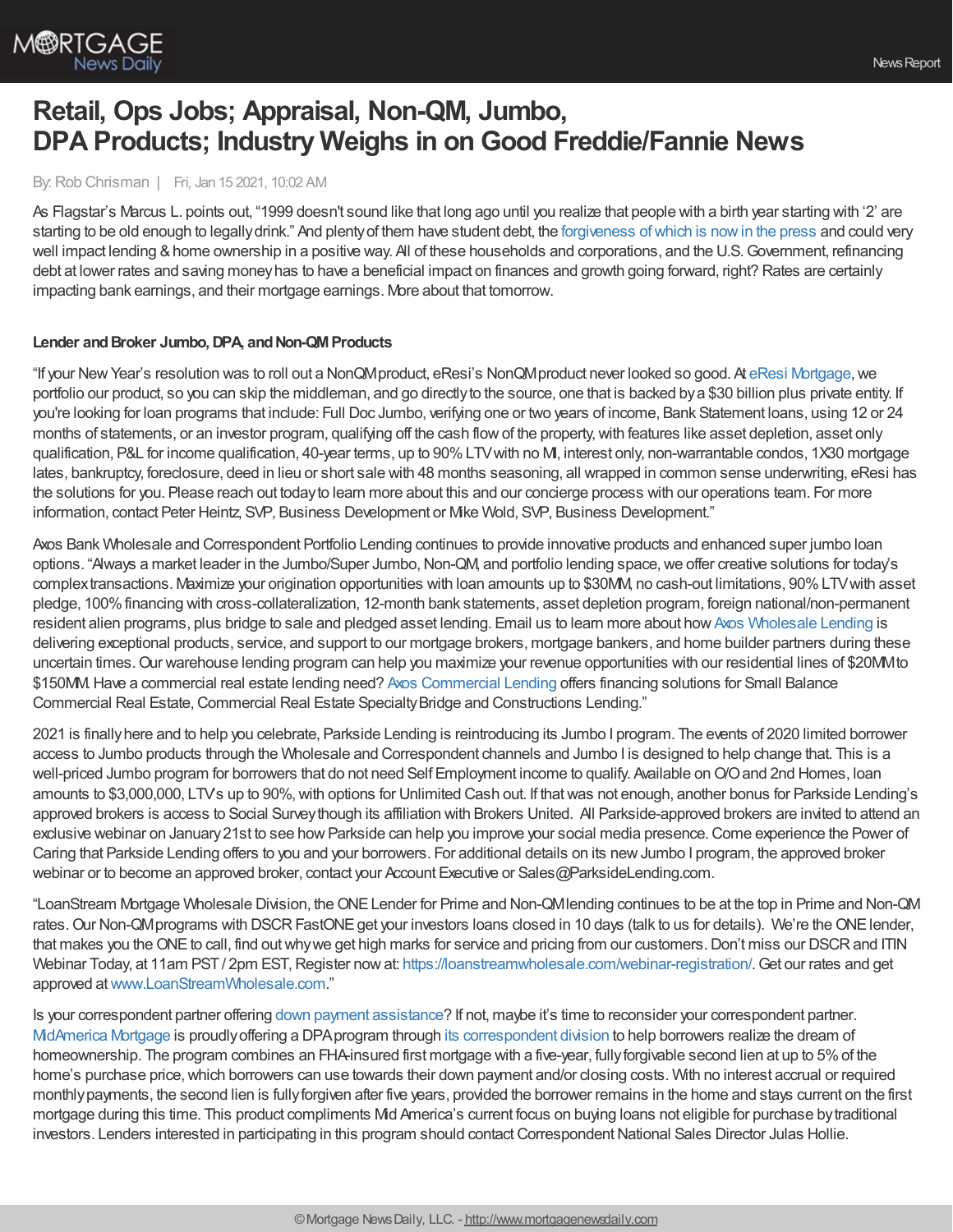# Retail, Ops Jobs; Appraisal, Non-QM, Jumbo, DPA Products; Industry Weighs in on Good Freddie/Fannie News

By: Rob Chrisman | Fri, Jan 15 2021, 10:02 AM

As Flagstar's Marcus L. points out, "1999 doesn't sound like that long ago until you realize that people with a birth year starting with '2' are starting to be old enough to legally drink." And plenty of them have student debt, the forgiveness of which is now in the press and could very well impact lending & home ownership in a positive way. All of these households and corporations, and the U.S. Government, refinancing debt at lower rates and saving money has to have a beneficial impact on finances and growth going forward, right? Rates are certainly impacting bank earnings, and their mortgage earnings. More about that tomorrow.

**Lender and Broker Jumbo, DPA, and Non-QM Products**

"If your New Year's resolution was to roll out a NonQM product, eResi's NonQM product never looked so good. At eResi Mortgage, we portfolio our product, so you can skip the middleman, and go directly to the source, one that is backed by a $30 billion plus private entity. If you're looking for loan programs that include: Full Doc Jumbo, verifying one or two years of income, Bank Statement loans, using 12 or 24 months of statements, or an investor program, qualifying off the cash flow of the property, with features like asset depletion, asset only qualification, P&L for income qualification, 40-year terms, up to 90% LTV with no MI, interest only, non-warrantable condos, 1X30 mortgage lates, bankruptcy, foreclosure, deed in lieu or short sale with 48 months seasoning, all wrapped in common sense underwriting, eResi has the solutions for you. Please reach out today to learn more about this and our concierge process with our operations team. For more information, contact Peter Heintz, SVP, Business Development or Mike Wold, SVP, Business Development."

Axos Bank Wholesale and Correspondent Portfolio Lending continues to provide innovative products and enhanced super jumbo loan options. "Always a market leader in the Jumbo/Super Jumbo, Non-QM, and portfolio lending space, we offer creative solutions for today's complex transactions. Maximize your origination opportunities with loan amounts up to $30MM, no cash-out limitations, 90% LTV with asset pledge, 100% financing with cross-collateralization, 12-month bank statements, asset depletion program, foreign national/non-permanent resident alien programs, plus bridge to sale and pledged asset lending. Email us to learn more about how Axos Wholesale Lending is delivering exceptional products, service, and support to our mortgage brokers, mortgage bankers, and home builder partners during these uncertain times. Our warehouse lending program can help you maximize your revenue opportunities with our residential lines of $20MM to $150MM. Have a commercial real estate lending need? Axos Commercial Lending offers financing solutions for Small Balance Commercial Real Estate, Commercial Real Estate Specialty Bridge and Constructions Lending."

2021 is finally here and to help you celebrate, Parkside Lending is reintroducing its Jumbo I program. The events of 2020 limited borrower access to Jumbo products through the Wholesale and Correspondent channels and Jumbo I is designed to help change that. This is a well-priced Jumbo program for borrowers that do not need Self Employment income to qualify. Available on O/O and 2nd Homes, loan amounts to $3,000,000, LTVs up to 90%, with options for Unlimited Cash out. If that was not enough, another bonus for Parkside Lending's approved brokers is access to Social Survey though its affiliation with Brokers United. All Parkside-approved brokers are invited to attend an exclusive webinar on January 21st to see how Parkside can help you improve your social media presence. Come experience the Power of Caring that Parkside Lending offers to you and your borrowers. For additional details on its new Jumbo I program, the approved broker webinar or to become an approved broker, contact your Account Executive or Sales@ParksideLending.com.

"LoanStream Mortgage Wholesale Division, the ONE Lender for Prime and Non-QM lending continues to be at the top in Prime and Non-QM rates. Our Non-QM programs with DSCR FastONE get your investors loans closed in 10 days (talk to us for details). We're the ONE lender, that makes you the ONE to call, find out why we get high marks for service and pricing from our customers. Don't miss our DSCR and ITIN Webinar Today, at 11am PST / 2pm EST, Register now at: https://loanstreamwholesale.com/webinar-registration/. Get our rates and get approved at www.LoanStreamWholesale.com."

Is your correspondent partner offering down payment assistance? If not, maybe it's time to reconsider your correspondent partner. MidAmerica Mortgage is proudly offering a DPA program through its correspondent division to help borrowers realize the dream of homeownership. The program combines an FHA-insured first mortgage with a five-year, fully forgivable second lien at up to 5% of the home's purchase price, which borrowers can use towards their down payment and/or closing costs. With no interest accrual or required monthly payments, the second lien is fully forgiven after five years, provided the borrower remains in the home and stays current on the first mortgage during this time. This product compliments Mid America's current focus on buying loans not eligible for purchase by traditional investors. Lenders interested in participating in this program should contact Correspondent National Sales Director Julas Hollie.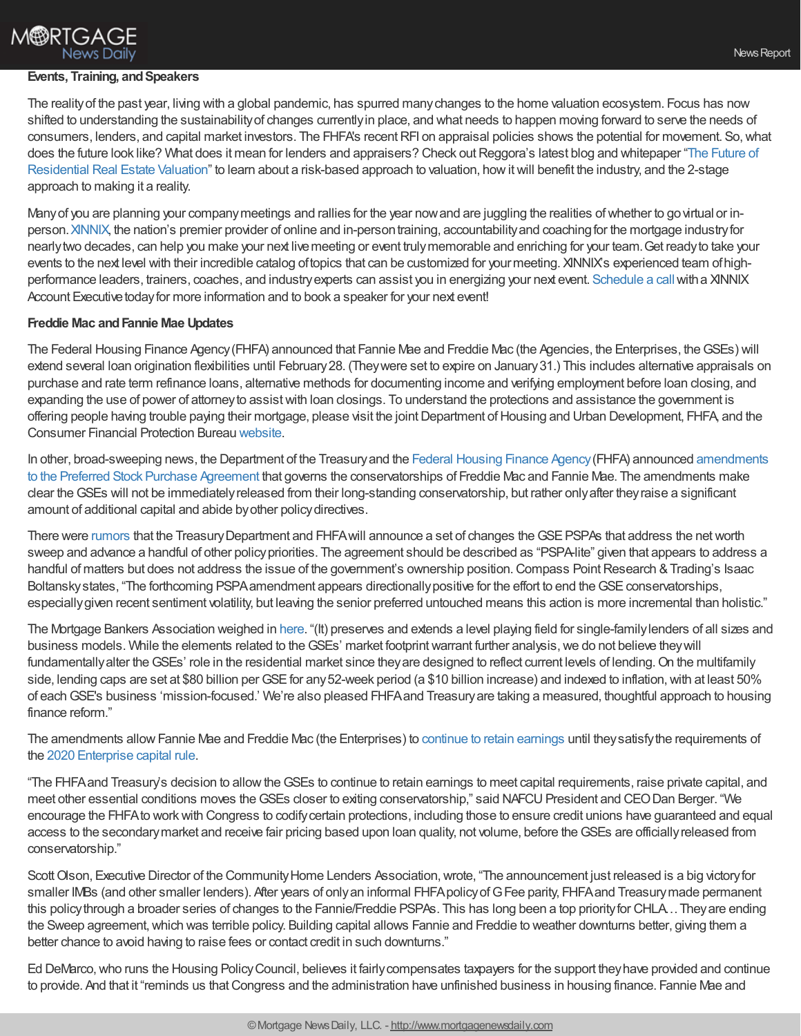**Events, Training, and Speakers**

The reality of the past year, living with a global pandemic, has spurred many changes to the home valuation ecosystem. Focus has now shifted to understanding the sustainability of changes currently in place, and what needs to happen moving forward to serve the needs of consumers, lenders, and capital market investors. The FHFA's recent RFI on appraisal policies shows the potential for movement. So, what does the future look like? What does it mean for lenders and appraisers? Check out Reggora's latest blog and whitepaper "The Future of Residential Real Estate Valuation" to learn about a risk-based approach to valuation, how it will benefit the industry, and the 2-stage approach to making it a reality.

Many of you are planning your company meetings and rallies for the year now and are juggling the realities of whether to go virtual or in-person. XINNIX, the nation's premier provider of online and in-person training, accountability and coaching for the mortgage industry for nearly two decades, can help you make your next live meeting or event truly memorable and enriching for your team. Get ready to take your events to the next level with their incredible catalog of topics that can be customized for your meeting. XINNIX's experienced team of high-performance leaders, trainers, coaches, and industry experts can assist you in energizing your next event. Schedule a call with a XINNIX Account Executive today for more information and to book a speaker for your next event!

**Freddie Mac and Fannie Mae Updates**

The Federal Housing Finance Agency (FHFA) announced that Fannie Mae and Freddie Mac (the Agencies, the Enterprises, the GSEs) will extend several loan origination flexibilities until February 28. (They were set to expire on January 31.) This includes alternative appraisals on purchase and rate term refinance loans, alternative methods for documenting income and verifying employment before loan closing, and expanding the use of power of attorney to assist with loan closings. To understand the protections and assistance the government is offering people having trouble paying their mortgage, please visit the joint Department of Housing and Urban Development, FHFA, and the Consumer Financial Protection Bureau website.

In other, broad-sweeping news, the Department of the Treasury and the Federal Housing Finance Agency (FHFA) announced amendments to the Preferred Stock Purchase Agreement that governs the conservatorships of Freddie Mac and Fannie Mae. The amendments make clear the GSEs will not be immediately released from their long-standing conservatorship, but rather only after they raise a significant amount of additional capital and abide by other policy directives.

There were rumors that the Treasury Department and FHFA will announce a set of changes the GSE PSPAs that address the net worth sweep and advance a handful of other policy priorities. The agreement should be described as "PSPA-lite" given that appears to address a handful of matters but does not address the issue of the government's ownership position. Compass Point Research & Trading's Isaac Boltansky states, "The forthcoming PSPA amendment appears directionally positive for the effort to end the GSE conservatorships, especially given recent sentiment volatility, but leaving the senior preferred untouched means this action is more incremental than holistic."

The Mortgage Bankers Association weighed in here. "(It) preserves and extends a level playing field for single-family lenders of all sizes and business models. While the elements related to the GSEs' market footprint warrant further analysis, we do not believe they will fundamentally alter the GSEs' role in the residential market since they are designed to reflect current levels of lending. On the multifamily side, lending caps are set at $80 billion per GSE for any 52-week period (a $10 billion increase) and indexed to inflation, with at least 50% of each GSE's business 'mission-focused.' We're also pleased FHFA and Treasury are taking a measured, thoughtful approach to housing finance reform."

The amendments allow Fannie Mae and Freddie Mac (the Enterprises) to continue to retain earnings until they satisfy the requirements of the 2020 Enterprise capital rule.

"The FHFA and Treasury's decision to allow the GSEs to continue to retain earnings to meet capital requirements, raise private capital, and meet other essential conditions moves the GSEs closer to exiting conservatorship," said NAFCU President and CEO Dan Berger. "We encourage the FHFA to work with Congress to codify certain protections, including those to ensure credit unions have guaranteed and equal access to the secondary market and receive fair pricing based upon loan quality, not volume, before the GSEs are officially released from conservatorship."

Scott Olson, Executive Director of the Community Home Lenders Association, wrote, "The announcement just released is a big victory for smaller IMBs (and other smaller lenders). After years of only an informal FHFA policy of G Fee parity, FHFA and Treasury made permanent this policy through a broader series of changes to the Fannie/Freddie PSPAs. This has long been a top priority for CHLA… They are ending the Sweep agreement, which was terrible policy. Building capital allows Fannie and Freddie to weather downturns better, giving them a better chance to avoid having to raise fees or contact credit in such downturns."

Ed DeMarco, who runs the Housing Policy Council, believes it fairly compensates taxpayers for the support they have provided and continue to provide. And that it "reminds us that Congress and the administration have unfinished business in housing finance. Fannie Mae and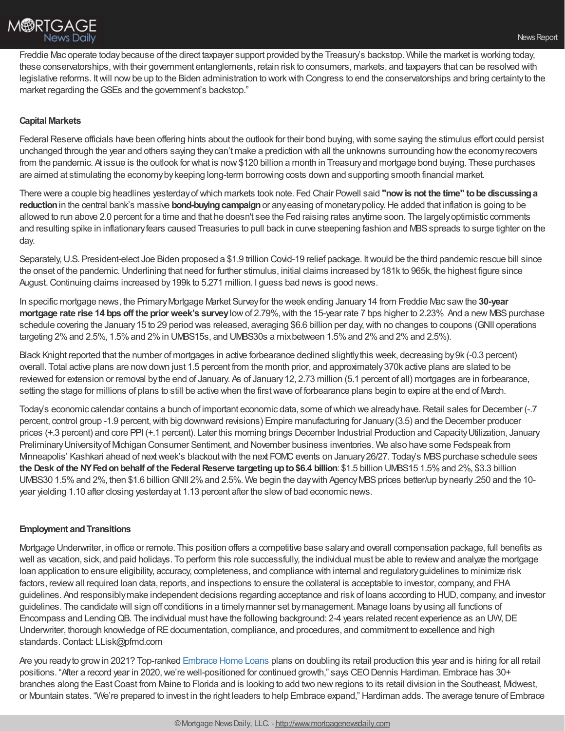Freddie Mac operate today because of the direct taxpayer support provided by the Treasury's backstop. While the market is working today, these conservatorships, with their government entanglements, retain risk to consumers, markets, and taxpayers that can be resolved with legislative reforms. It will now be up to the Biden administration to work with Congress to end the conservatorships and bring certainty to the market regarding the GSEs and the government's backstop."

**Capital Markets**

Federal Reserve officials have been offering hints about the outlook for their bond buying, with some saying the stimulus effort could persist unchanged through the year and others saying they can't make a prediction with all the unknowns surrounding how the economy recovers from the pandemic. At issue is the outlook for what is now $120 billion a month in Treasury and mortgage bond buying. These purchases are aimed at stimulating the economy by keeping long-term borrowing costs down and supporting smooth financial market.

There were a couple big headlines yesterday of which markets took note. Fed Chair Powell said **"now is not the time" to be discussing a reduction** in the central bank's massive **bond-buying campaign** or any easing of monetary policy. He added that inflation is going to be allowed to run above 2.0 percent for a time and that he doesn't see the Fed raising rates anytime soon. The largely optimistic comments and resulting spike in inflationary fears caused Treasuries to pull back in curve steepening fashion and MBS spreads to surge tighter on the day.

Separately, U.S. President-elect Joe Biden proposed a $1.9 trillion Covid-19 relief package. It would be the third pandemic rescue bill since the onset of the pandemic. Underlining that need for further stimulus, initial claims increased by 181k to 965k, the highest figure since August. Continuing claims increased by 199k to 5.271 million. I guess bad news is good news.

In specific mortgage news, the Primary Mortgage Market Survey for the week ending January 14 from Freddie Mac saw the **30-year mortgage rate rise 14 bps off the prior week's survey** low of 2.79%, with the 15-year rate 7 bps higher to 2.23% And a new MBS purchase schedule covering the January 15 to 29 period was released, averaging $6.6 billion per day, with no changes to coupons (GNII operations targeting 2% and 2.5%, 1.5% and 2% in UMBS15s, and UMBS30s a mix between 1.5% and 2% and 2% and 2.5%).

Black Knight reported that the number of mortgages in active forbearance declined slightly this week, decreasing by 9k (-0.3 percent) overall. Total active plans are now down just 1.5 percent from the month prior, and approximately 370k active plans are slated to be reviewed for extension or removal by the end of January. As of January 12, 2.73 million (5.1 percent of all) mortgages are in forbearance, setting the stage for millions of plans to still be active when the first wave of forbearance plans begin to expire at the end of March.

Today's economic calendar contains a bunch of important economic data, some of which we already have. Retail sales for December (-.7 percent, control group -1.9 percent, with big downward revisions) Empire manufacturing for January (3.5) and the December producer prices (+.3 percent) and core PPI (+.1 percent). Later this morning brings December Industrial Production and Capacity Utilization, January Preliminary University of Michigan Consumer Sentiment, and November business inventories. We also have some Fedspeak from Minneapolis' Kashkari ahead of next week's blackout with the next FOMC events on January 26/27. Today's MBS purchase schedule sees **the Desk of the NY Fed on behalf of the Federal Reserve targeting up to $6.4 billion**: $1.5 billion UMBS15 1.5% and 2%, $3.3 billion UMBS30 1.5% and 2%, then $1.6 billion GNII 2% and 2.5%. We begin the day with Agency MBS prices better/up by nearly .250 and the 10-year yielding 1.10 after closing yesterday at 1.13 percent after the slew of bad economic news.

**Employment and Transitions**

Mortgage Underwriter, in office or remote. This position offers a competitive base salary and overall compensation package, full benefits as well as vacation, sick, and paid holidays. To perform this role successfully, the individual must be able to review and analyze the mortgage loan application to ensure eligibility, accuracy, completeness, and compliance with internal and regulatory guidelines to minimize risk factors, review all required loan data, reports, and inspections to ensure the collateral is acceptable to investor, company, and FHA guidelines. And responsibly make independent decisions regarding acceptance and risk of loans according to HUD, company, and investor guidelines. The candidate will sign off conditions in a timely manner set by management. Manage loans by using all functions of Encompass and Lending QB. The individual must have the following background: 2-4 years related recent experience as an UW, DE Underwriter, thorough knowledge of RE documentation, compliance, and procedures, and commitment to excellence and high standards. Contact: LLisk@pfmd.com

Are you ready to grow in 2021? Top-ranked Embrace Home Loans plans on doubling its retail production this year and is hiring for all retail positions. "After a record year in 2020, we're well-positioned for continued growth," says CEO Dennis Hardiman. Embrace has 30+ branches along the East Coast from Maine to Florida and is looking to add two new regions to its retail division in the Southeast, Midwest, or Mountain states. "We're prepared to invest in the right leaders to help Embrace expand," Hardiman adds. The average tenure of Embrace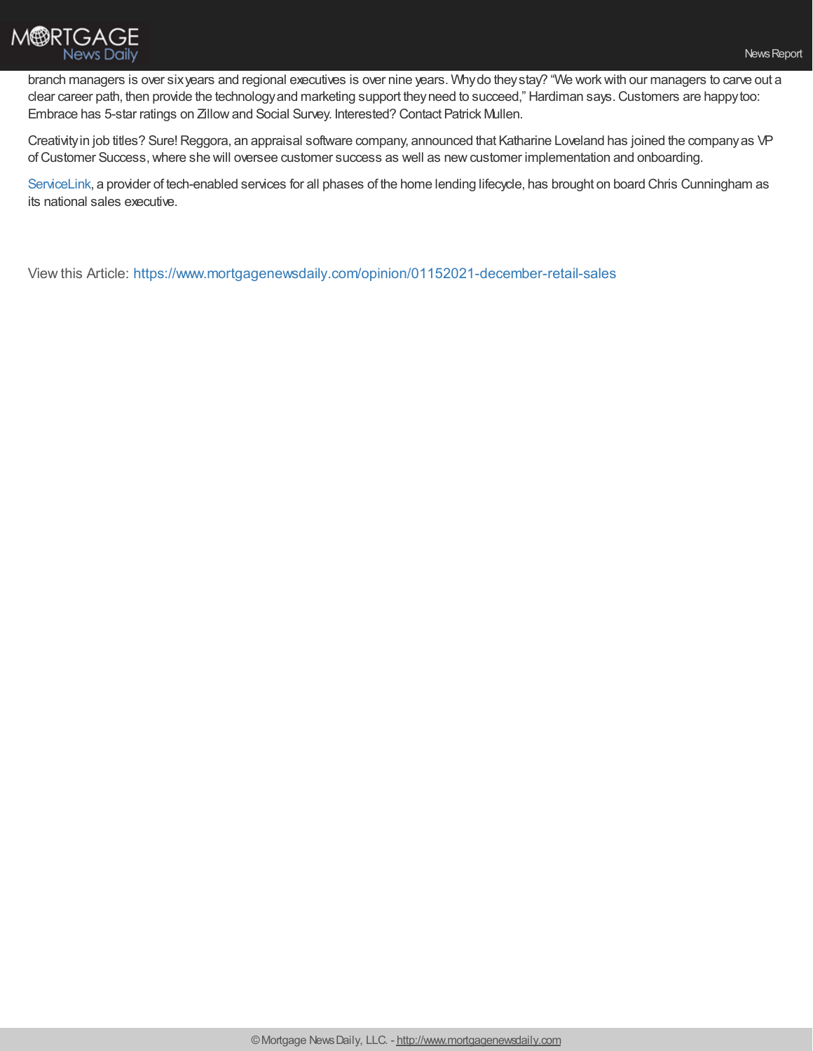branch managers is over six years and regional executives is over nine years. Why do they stay? "We work with our managers to carve out a clear career path, then provide the technology and marketing support they need to succeed," Hardiman says. Customers are happy too: Embrace has 5-star ratings on Zillow and Social Survey. Interested? Contact Patrick Mullen.

Creativity in job titles? Sure! Reggora, an appraisal software company, announced that Katharine Loveland has joined the company as VP of Customer Success, where she will oversee customer success as well as new customer implementation and onboarding.

ServiceLink, a provider of tech-enabled services for all phases of the home lending lifecycle, has brought on board Chris Cunningham as its national sales executive.

View this Article: https://www.mortgagenewsdaily.com/opinion/01152021-december-retail-sales